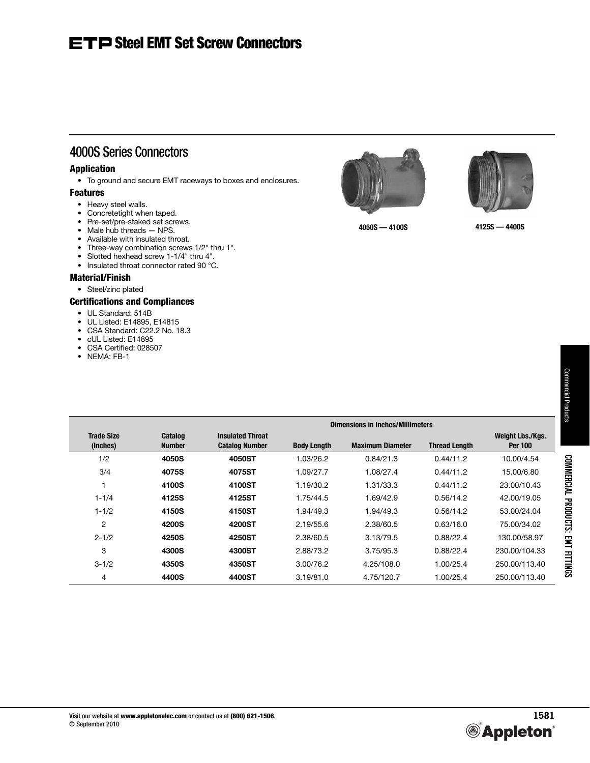# ETP Steel EMT Set Screw Connectors

## 4000S Series Connectors

### Application

- To ground and secure EMT raceways to boxes and enclosures.

### Features

- Heavy steel walls.
- Concretetight when taped.
- Pre-set/pre-staked set screws.
- Male hub threads — NPS.
- Available with insulated throat.
- Three-way combination screws 1/2" thru 1".
- Slotted hexhead screw 1-1/4" thru 4".
- Insulated throat connector rated 90 °C.

### Material/Finish

- Steel/zinc plated

### Certifications and Compliances

- UL Standard: 514B
- UL Listed: E14895, E14815
- CSA Standard: C22.2 No. 18.3
- cUL Listed: E14895
- CSA Certified: 028507
- NEMA: FB-1

4050S — 4100S

4125S — 4400S

| Trade Size (Inches) | Catalog Number | Insulated Throat Catalog Number | Dimensions in Inches/Millimeters | | | Weight Lbs./Kgs. Per 100 |
|---|---|---|---|---|---|---|
| | | | Body Length | Maximum Diameter | Thread Length | |
| 1/2 | **4050S** | **4050ST** | 1.03/26.2 | 0.84/21.3 | 0.44/11.2 | 10.00/4.54 |
| 3/4 | **4075S** | **4075ST** | 1.09/27.7 | 1.08/27.4 | 0.44/11.2 | 15.00/6.80 |
| 1 | **4100S** | **4100ST** | 1.19/30.2 | 1.31/33.3 | 0.44/11.2 | 23.00/10.43 |
| 1-1/4 | **4125S** | **4125ST** | 1.75/44.5 | 1.69/42.9 | 0.56/14.2 | 42.00/19.05 |
| 1-1/2 | **4150S** | **4150ST** | 1.94/49.3 | 1.94/49.3 | 0.56/14.2 | 53.00/24.04 |
| 2 | **4200S** | **4200ST** | 2.19/55.6 | 2.38/60.5 | 0.63/16.0 | 75.00/34.02 |
| 2-1/2 | **4250S** | **4250ST** | 2.38/60.5 | 3.13/79.5 | 0.88/22.4 | 130.00/58.97 |
| 3 | **4300S** | **4300ST** | 2.88/73.2 | 3.75/95.3 | 0.88/22.4 | 230.00/104.33 |
| 3-1/2 | **4350S** | **4350ST** | 3.00/76.2 | 4.25/108.0 | 1.00/25.4 | 250.00/113.40 |
| 4 | **4400S** | **4400ST** | 3.19/81.0 | 4.75/120.7 | 1.00/25.4 | 250.00/113.40 |

Visit our website at **www.appletonelec.com** or contact us at **(800) 621-1506**.
© September 2010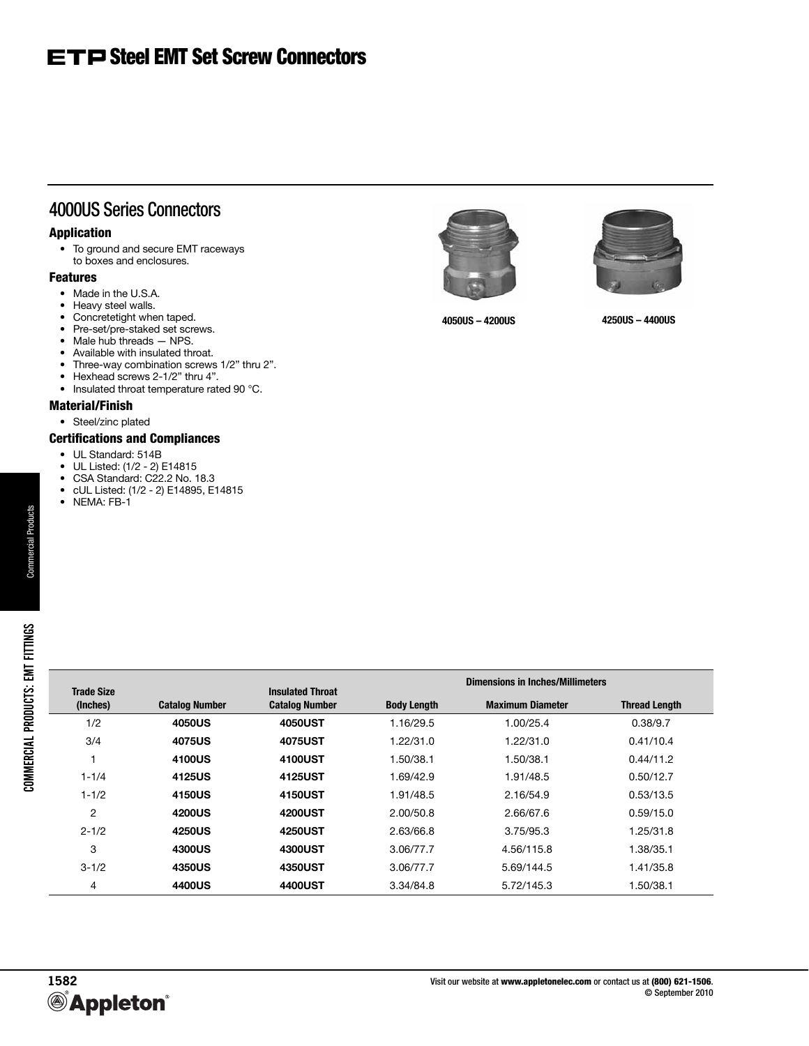# ETP Steel EMT Set Screw Connectors

## 4000US Series Connectors

### Application

- To ground and secure EMT raceways to boxes and enclosures.

### Features

- Made in the U.S.A.
- Heavy steel walls.
- Concretetight when taped.
- Pre-set/pre-staked set screws.
- Male hub threads — NPS.
- Available with insulated throat.
- Three-way combination screws 1/2" thru 2".
- Hexhead screws 2-1/2" thru 4".
- Insulated throat temperature rated 90 °C.

### Material/Finish

- Steel/zinc plated

### Certifications and Compliances

- UL Standard: 514B
- UL Listed: (1/2 - 2) E14815
- CSA Standard: C22.2 No. 18.3
- cUL Listed: (1/2 - 2) E14895, E14815
- NEMA: FB-1

4050US – 4200US

4250US – 4400US

| Trade Size (Inches) | Catalog Number | Insulated Throat Catalog Number | Dimensions in Inches/Millimeters | | |
|---|---|---|---|---|---|
| | | | Body Length | Maximum Diameter | Thread Length |
| 1/2 | **4050US** | **4050UST** | 1.16/29.5 | 1.00/25.4 | 0.38/9.7 |
| 3/4 | **4075US** | **4075UST** | 1.22/31.0 | 1.22/31.0 | 0.41/10.4 |
| 1 | **4100US** | **4100UST** | 1.50/38.1 | 1.50/38.1 | 0.44/11.2 |
| 1-1/4 | **4125US** | **4125UST** | 1.69/42.9 | 1.91/48.5 | 0.50/12.7 |
| 1-1/2 | **4150US** | **4150UST** | 1.91/48.5 | 2.16/54.9 | 0.53/13.5 |
| 2 | **4200US** | **4200UST** | 2.00/50.8 | 2.66/67.6 | 0.59/15.0 |
| 2-1/2 | **4250US** | **4250UST** | 2.63/66.8 | 3.75/95.3 | 1.25/31.8 |
| 3 | **4300US** | **4300UST** | 3.06/77.7 | 4.56/115.8 | 1.38/35.1 |
| 3-1/2 | **4350US** | **4350UST** | 3.06/77.7 | 5.69/144.5 | 1.41/35.8 |
| 4 | **4400US** | **4400UST** | 3.34/84.8 | 5.72/145.3 | 1.50/38.1 |

Visit our website at **www.appletonelec.com** or contact us at **(800) 621-1506**.
© September 2010